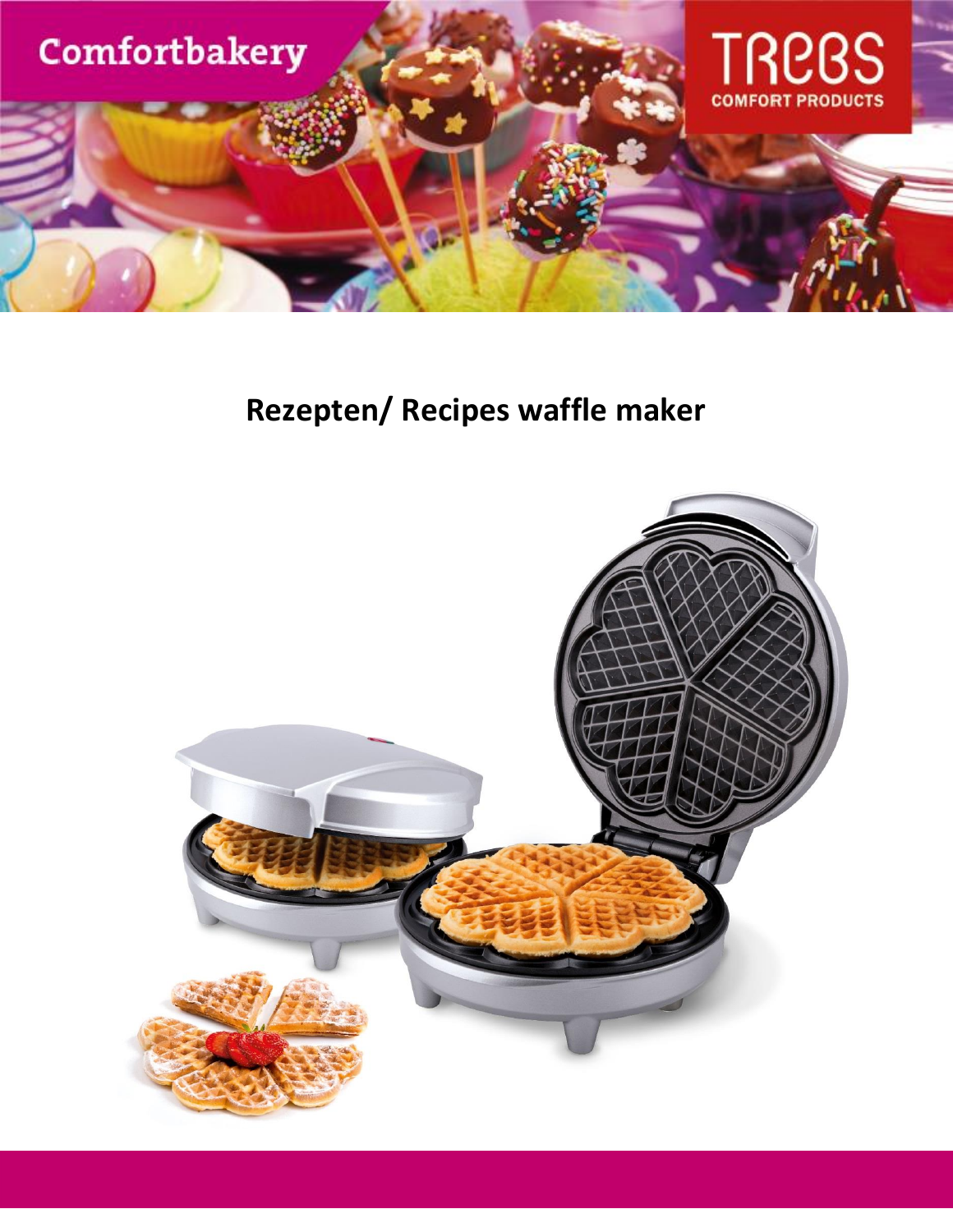Comfortbakery

TREBS COMFORT PRODUCTS

# Rezepten/ Recipes waffle maker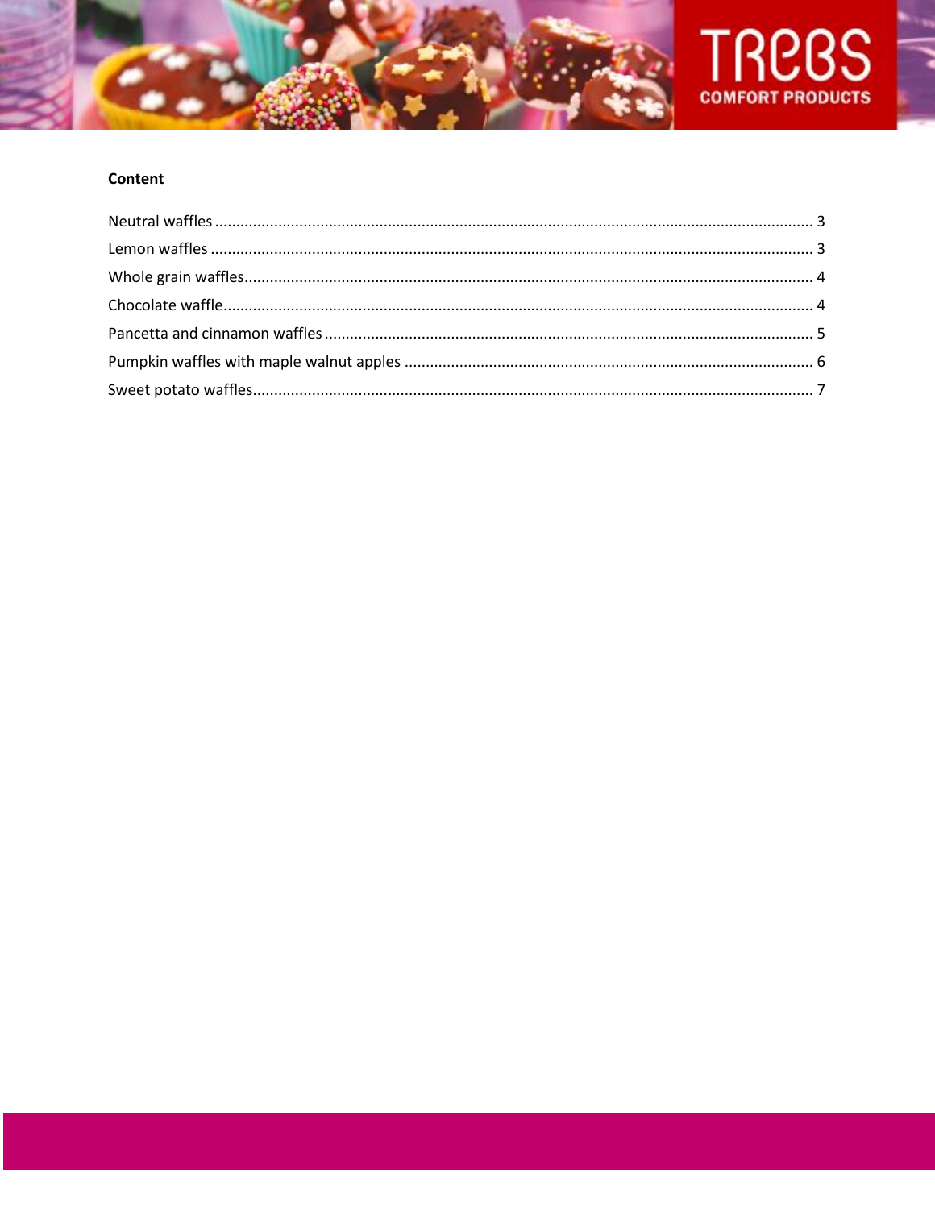**Content**

Neutral waffles ............................................................................................................................................. 3
Lemon waffles .............................................................................................................................................. 3
Whole grain waffles...................................................................................................................................... 4
Chocolate waffle........................................................................................................................................... 4
Pancetta and cinnamon waffles .................................................................................................................... 5
Pumpkin waffles with maple walnut apples ................................................................................................ 6
Sweet potato waffles..................................................................................................................................... 7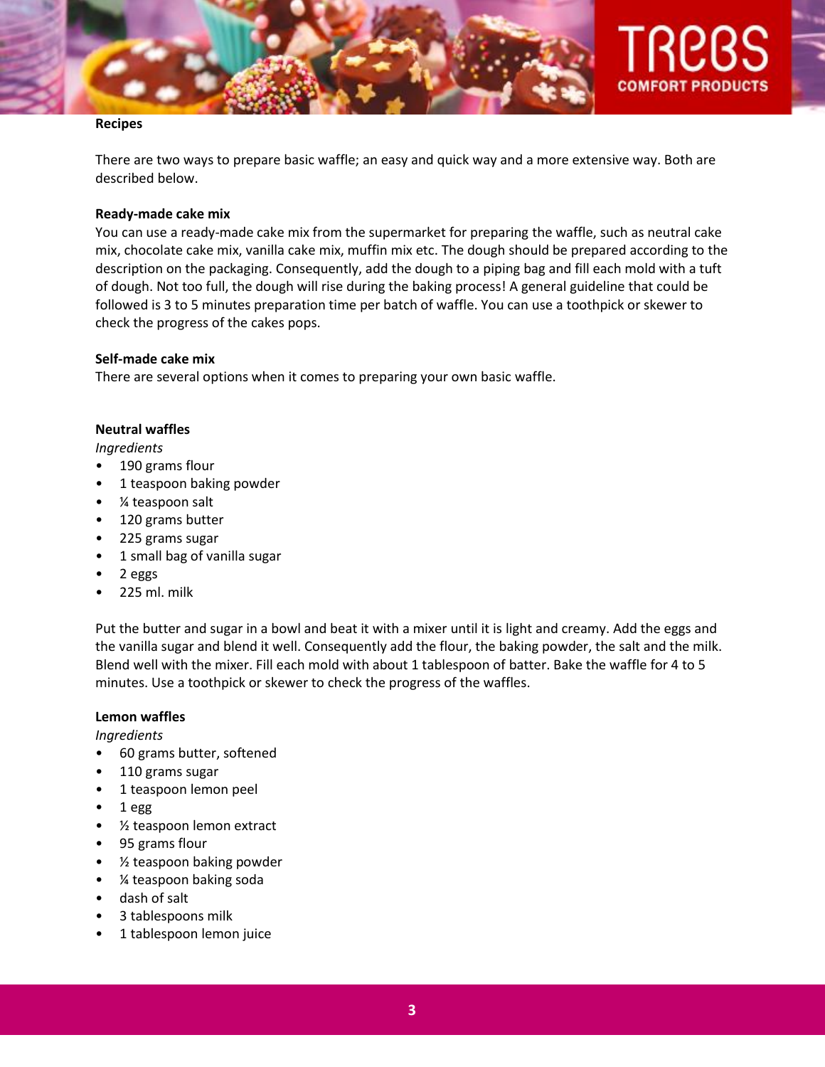**Recipes**

There are two ways to prepare basic waffle; an easy and quick way and a more extensive way. Both are described below.

**Ready-made cake mix**

You can use a ready-made cake mix from the supermarket for preparing the waffle, such as neutral cake mix, chocolate cake mix, vanilla cake mix, muffin mix etc. The dough should be prepared according to the description on the packaging. Consequently, add the dough to a piping bag and fill each mold with a tuft of dough. Not too full, the dough will rise during the baking process! A general guideline that could be followed is 3 to 5 minutes preparation time per batch of waffle. You can use a toothpick or skewer to check the progress of the cakes pops.

**Self-made cake mix**

There are several options when it comes to preparing your own basic waffle.

**Neutral waffles**

*Ingredients*

- 190 grams flour
- 1 teaspoon baking powder
- ¼ teaspoon salt
- 120 grams butter
- 225 grams sugar
- 1 small bag of vanilla sugar
- 2 eggs
- 225 ml. milk

Put the butter and sugar in a bowl and beat it with a mixer until it is light and creamy. Add the eggs and the vanilla sugar and blend it well. Consequently add the flour, the baking powder, the salt and the milk. Blend well with the mixer. Fill each mold with about 1 tablespoon of batter. Bake the waffle for 4 to 5 minutes. Use a toothpick or skewer to check the progress of the waffles.

**Lemon waffles**

*Ingredients*

- 60 grams butter, softened
- 110 grams sugar
- 1 teaspoon lemon peel
- 1 egg
- ½ teaspoon lemon extract
- 95 grams flour
- ½ teaspoon baking powder
- ¼ teaspoon baking soda
- dash of salt
- 3 tablespoons milk
- 1 tablespoon lemon juice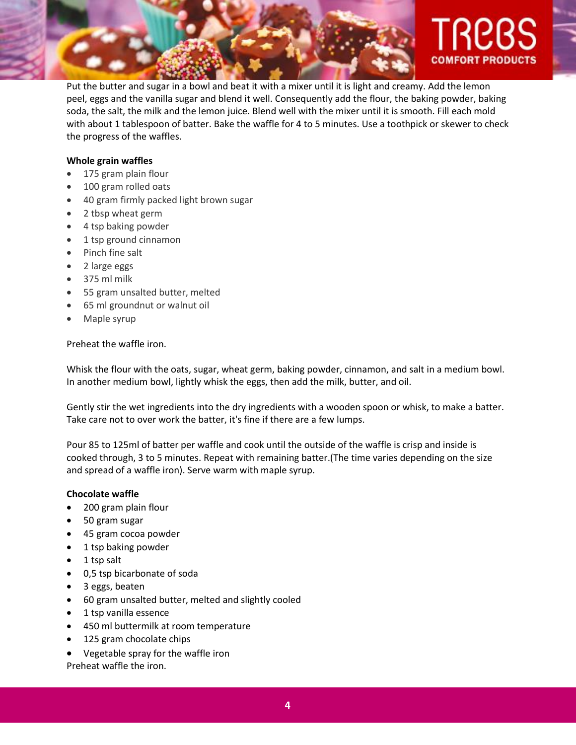Put the butter and sugar in a bowl and beat it with a mixer until it is light and creamy. Add the lemon peel, eggs and the vanilla sugar and blend it well. Consequently add the flour, the baking powder, baking soda, the salt, the milk and the lemon juice. Blend well with the mixer until it is smooth. Fill each mold with about 1 tablespoon of batter. Bake the waffle for 4 to 5 minutes. Use a toothpick or skewer to check the progress of the waffles.

**Whole grain waffles**

- 175 gram plain flour
- 100 gram rolled oats
- 40 gram firmly packed light brown sugar
- 2 tbsp wheat germ
- 4 tsp baking powder
- 1 tsp ground cinnamon
- Pinch fine salt
- 2 large eggs
- 375 ml milk
- 55 gram unsalted butter, melted
- 65 ml groundnut or walnut oil
- Maple syrup

Preheat the waffle iron.

Whisk the flour with the oats, sugar, wheat germ, baking powder, cinnamon, and salt in a medium bowl. In another medium bowl, lightly whisk the eggs, then add the milk, butter, and oil.

Gently stir the wet ingredients into the dry ingredients with a wooden spoon or whisk, to make a batter. Take care not to over work the batter, it's fine if there are a few lumps.

Pour 85 to 125ml of batter per waffle and cook until the outside of the waffle is crisp and inside is cooked through, 3 to 5 minutes. Repeat with remaining batter.(The time varies depending on the size and spread of a waffle iron). Serve warm with maple syrup.

**Chocolate waffle**

- 200 gram plain flour
- 50 gram sugar
- 45 gram cocoa powder
- 1 tsp baking powder
- 1 tsp salt
- 0,5 tsp bicarbonate of soda
- 3 eggs, beaten
- 60 gram unsalted butter, melted and slightly cooled
- 1 tsp vanilla essence
- 450 ml buttermilk at room temperature
- 125 gram chocolate chips
- Vegetable spray for the waffle iron

Preheat waffle the iron.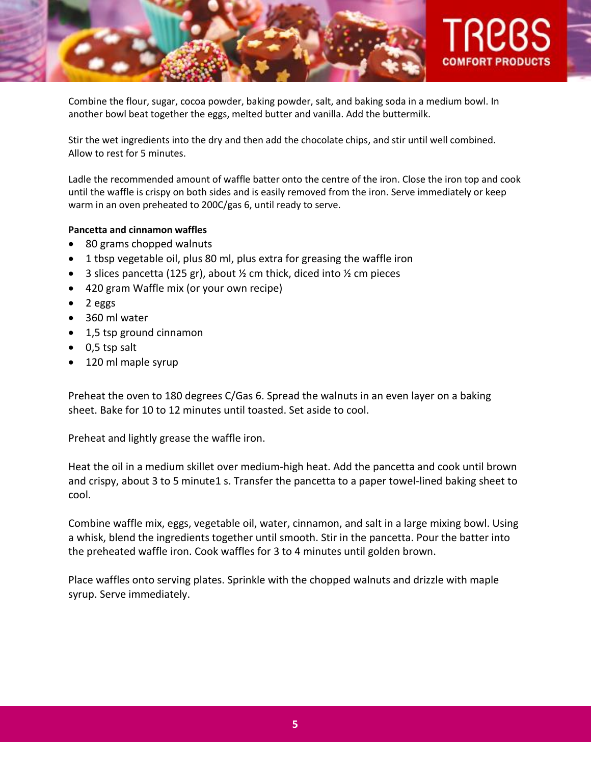Combine the flour, sugar, cocoa powder, baking powder, salt, and baking soda in a medium bowl. In another bowl beat together the eggs, melted butter and vanilla. Add the buttermilk.

Stir the wet ingredients into the dry and then add the chocolate chips, and stir until well combined. Allow to rest for 5 minutes.

Ladle the recommended amount of waffle batter onto the centre of the iron. Close the iron top and cook until the waffle is crispy on both sides and is easily removed from the iron. Serve immediately or keep warm in an oven preheated to 200C/gas 6, until ready to serve.

**Pancetta and cinnamon waffles**

- 80 grams chopped walnuts
- 1 tbsp vegetable oil, plus 80 ml, plus extra for greasing the waffle iron
- 3 slices pancetta (125 gr), about ½ cm thick, diced into ½ cm pieces
- 420 gram Waffle mix (or your own recipe)
- 2 eggs
- 360 ml water
- 1,5 tsp ground cinnamon
- 0,5 tsp salt
- 120 ml maple syrup

Preheat the oven to 180 degrees C/Gas 6. Spread the walnuts in an even layer on a baking sheet. Bake for 10 to 12 minutes until toasted. Set aside to cool.

Preheat and lightly grease the waffle iron.

Heat the oil in a medium skillet over medium-high heat. Add the pancetta and cook until brown and crispy, about 3 to 5 minute1 s. Transfer the pancetta to a paper towel-lined baking sheet to cool.

Combine waffle mix, eggs, vegetable oil, water, cinnamon, and salt in a large mixing bowl. Using a whisk, blend the ingredients together until smooth. Stir in the pancetta. Pour the batter into the preheated waffle iron. Cook waffles for 3 to 4 minutes until golden brown.

Place waffles onto serving plates. Sprinkle with the chopped walnuts and drizzle with maple syrup. Serve immediately.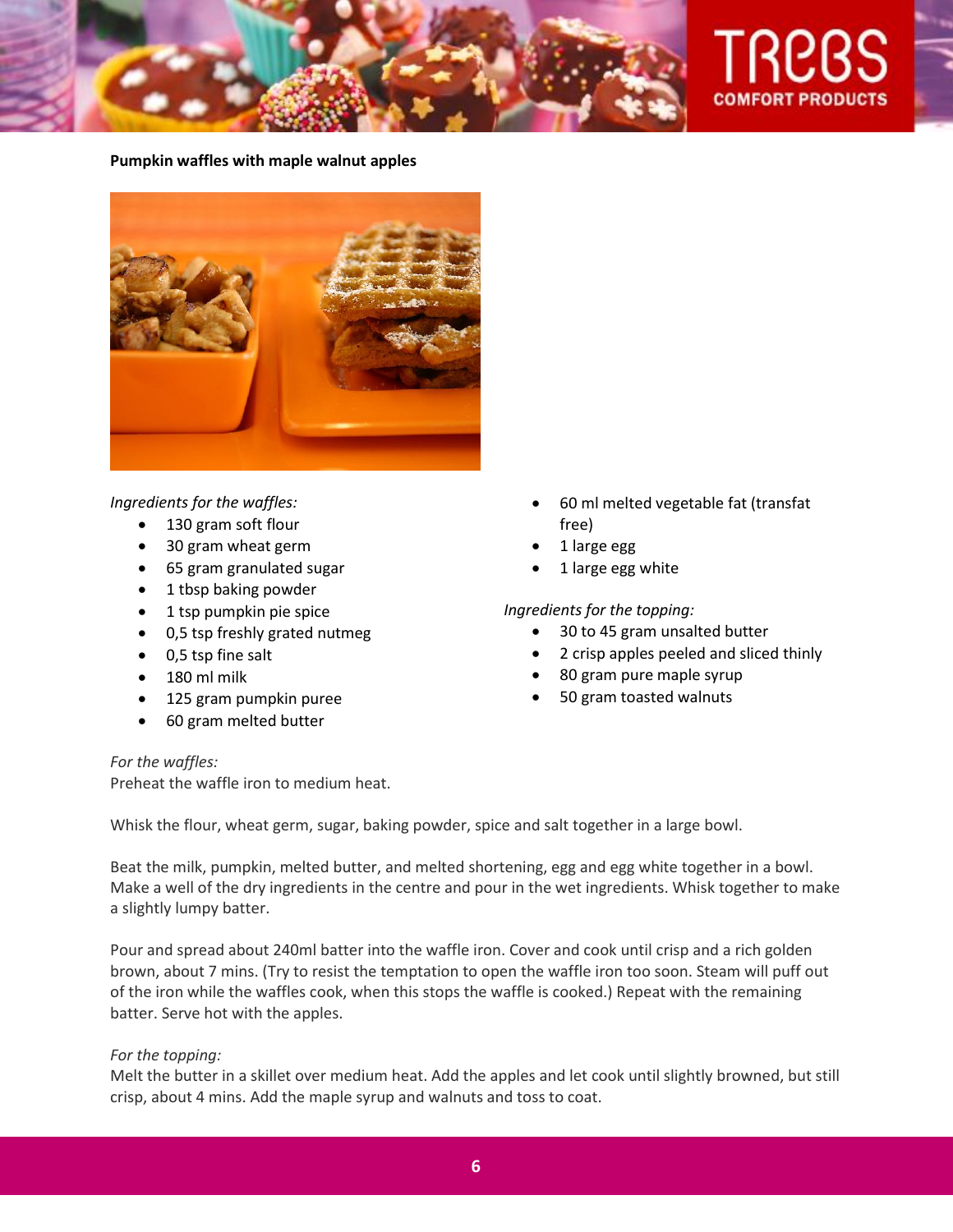**Pumpkin waffles with maple walnut apples**

*Ingredients for the waffles:*

- 130 gram soft flour
- 30 gram wheat germ
- 65 gram granulated sugar
- 1 tbsp baking powder
- 1 tsp pumpkin pie spice
- 0,5 tsp freshly grated nutmeg
- 0,5 tsp fine salt
- 180 ml milk
- 125 gram pumpkin puree
- 60 gram melted butter
- 60 ml melted vegetable fat (transfat free)
- 1 large egg
- 1 large egg white

*Ingredients for the topping:*

- 30 to 45 gram unsalted butter
- 2 crisp apples peeled and sliced thinly
- 80 gram pure maple syrup
- 50 gram toasted walnuts

*For the waffles:*
Preheat the waffle iron to medium heat.

Whisk the flour, wheat germ, sugar, baking powder, spice and salt together in a large bowl.

Beat the milk, pumpkin, melted butter, and melted shortening, egg and egg white together in a bowl. Make a well of the dry ingredients in the centre and pour in the wet ingredients. Whisk together to make a slightly lumpy batter.

Pour and spread about 240ml batter into the waffle iron. Cover and cook until crisp and a rich golden brown, about 7 mins. (Try to resist the temptation to open the waffle iron too soon. Steam will puff out of the iron while the waffles cook, when this stops the waffle is cooked.) Repeat with the remaining batter. Serve hot with the apples.

*For the topping:*
Melt the butter in a skillet over medium heat. Add the apples and let cook until slightly browned, but still crisp, about 4 mins. Add the maple syrup and walnuts and toss to coat.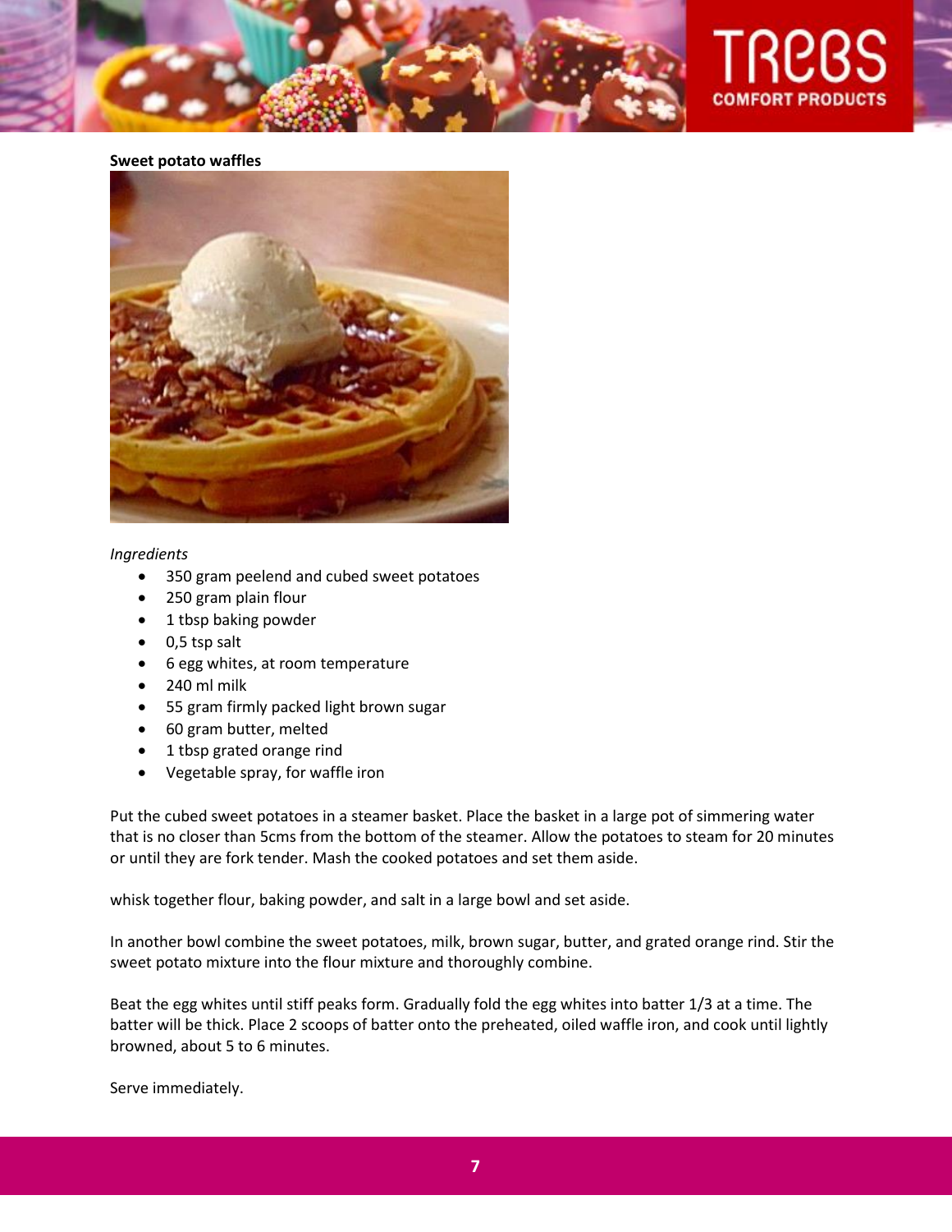**Sweet potato waffles**

*Ingredients*

- 350 gram peelend and cubed sweet potatoes
- 250 gram plain flour
- 1 tbsp baking powder
- 0,5 tsp salt
- 6 egg whites, at room temperature
- 240 ml milk
- 55 gram firmly packed light brown sugar
- 60 gram butter, melted
- 1 tbsp grated orange rind
- Vegetable spray, for waffle iron

Put the cubed sweet potatoes in a steamer basket. Place the basket in a large pot of simmering water that is no closer than 5cms from the bottom of the steamer. Allow the potatoes to steam for 20 minutes or until they are fork tender. Mash the cooked potatoes and set them aside.

whisk together flour, baking powder, and salt in a large bowl and set aside.

In another bowl combine the sweet potatoes, milk, brown sugar, butter, and grated orange rind. Stir the sweet potato mixture into the flour mixture and thoroughly combine.

Beat the egg whites until stiff peaks form. Gradually fold the egg whites into batter 1/3 at a time. The batter will be thick. Place 2 scoops of batter onto the preheated, oiled waffle iron, and cook until lightly browned, about 5 to 6 minutes.

Serve immediately.